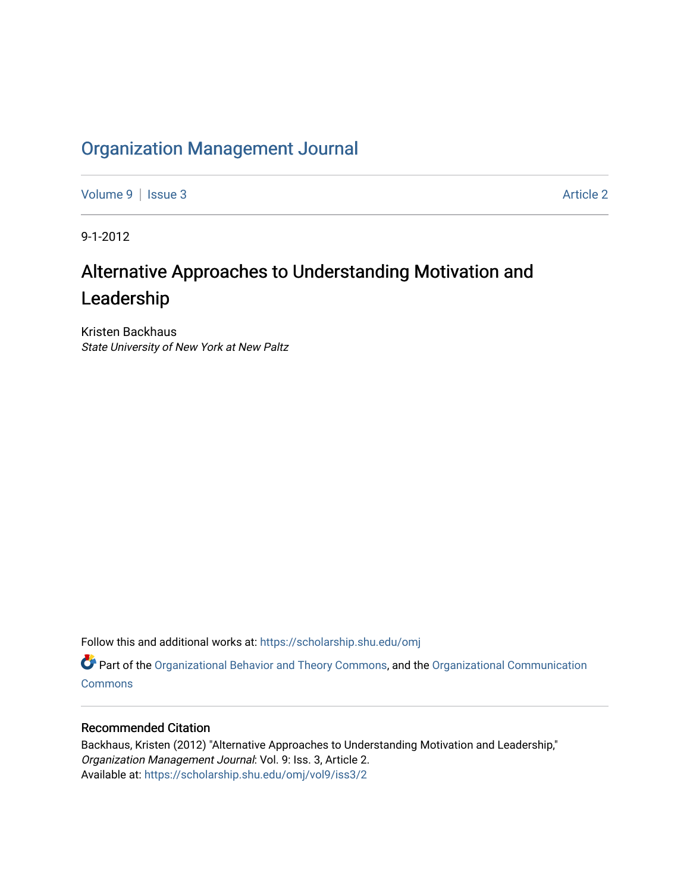# Organization Management Journal

Volume 9 | Issue 3 Article 2

9-1-2012

## Alternative Approaches to Understanding Motivation and Leadership

Kristen Backhaus
*State University of New York at New Paltz*

Follow this and additional works at: https://scholarship.shu.edu/omj

Part of the Organizational Behavior and Theory Commons, and the Organizational Communication Commons

### Recommended Citation

Backhaus, Kristen (2012) "Alternative Approaches to Understanding Motivation and Leadership," *Organization Management Journal*: Vol. 9: Iss. 3, Article 2.
Available at: https://scholarship.shu.edu/omj/vol9/iss3/2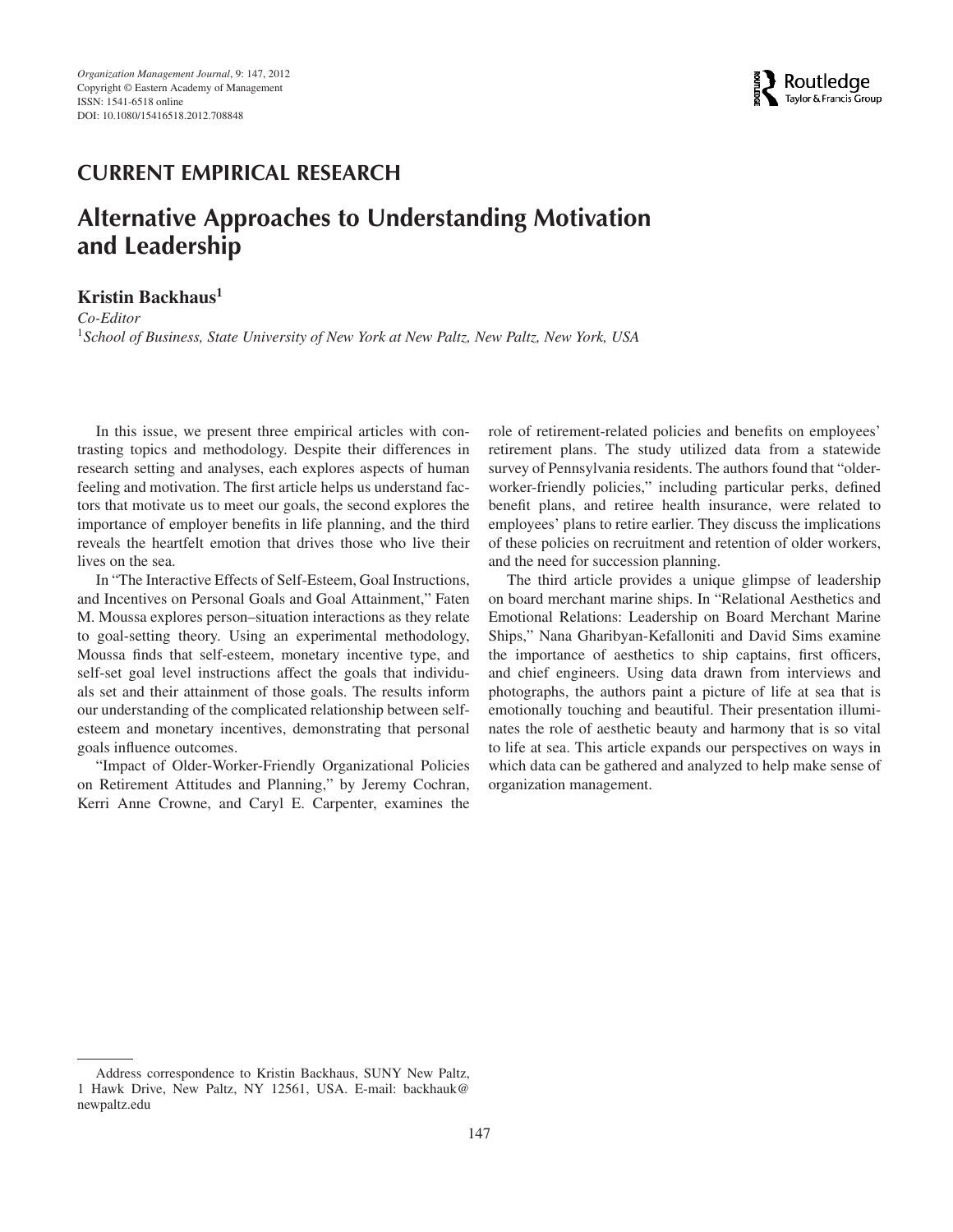## CURRENT EMPIRICAL RESEARCH

# Alternative Approaches to Understanding Motivation and Leadership

**Kristin Backhaus**[1]

*Co-Editor*

[1]*School of Business, State University of New York at New Paltz, New Paltz, New York, USA*

In this issue, we present three empirical articles with contrasting topics and methodology. Despite their differences in research setting and analyses, each explores aspects of human feeling and motivation. The first article helps us understand factors that motivate us to meet our goals, the second explores the importance of employer benefits in life planning, and the third reveals the heartfelt emotion that drives those who live their lives on the sea.

In "The Interactive Effects of Self-Esteem, Goal Instructions, and Incentives on Personal Goals and Goal Attainment," Faten M. Moussa explores person–situation interactions as they relate to goal-setting theory. Using an experimental methodology, Moussa finds that self-esteem, monetary incentive type, and self-set goal level instructions affect the goals that individuals set and their attainment of those goals. The results inform our understanding of the complicated relationship between self-esteem and monetary incentives, demonstrating that personal goals influence outcomes.

"Impact of Older-Worker-Friendly Organizational Policies on Retirement Attitudes and Planning," by Jeremy Cochran, Kerri Anne Crowne, and Caryl E. Carpenter, examines the role of retirement-related policies and benefits on employees' retirement plans. The study utilized data from a statewide survey of Pennsylvania residents. The authors found that "older-worker-friendly policies," including particular perks, defined benefit plans, and retiree health insurance, were related to employees' plans to retire earlier. They discuss the implications of these policies on recruitment and retention of older workers, and the need for succession planning.

The third article provides a unique glimpse of leadership on board merchant marine ships. In "Relational Aesthetics and Emotional Relations: Leadership on Board Merchant Marine Ships," Nana Gharibyan-Kefalloniti and David Sims examine the importance of aesthetics to ship captains, first officers, and chief engineers. Using data drawn from interviews and photographs, the authors paint a picture of life at sea that is emotionally touching and beautiful. Their presentation illuminates the role of aesthetic beauty and harmony that is so vital to life at sea. This article expands our perspectives on ways in which data can be gathered and analyzed to help make sense of organization management.

Address correspondence to Kristin Backhaus, SUNY New Paltz, 1 Hawk Drive, New Paltz, NY 12561, USA. E-mail: backhauk@newpaltz.edu